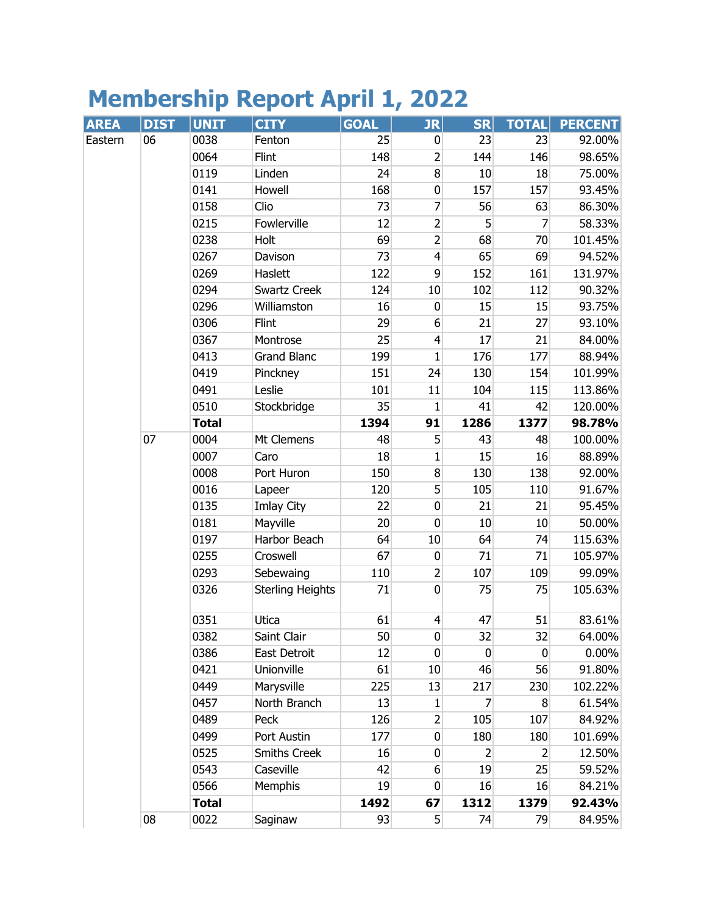# Membership Report April 1, 2022

| AREA | DIST | UNIT | CITY | GOAL | JR | SR | TOTAL | PERCENT |
|---|---|---|---|---|---|---|---|---|
| Eastern | 06 | 0038 | Fenton | 25 | 0 | 23 | 23 | 92.00% |
| | | 0064 | Flint | 148 | 2 | 144 | 146 | 98.65% |
| | | 0119 | Linden | 24 | 8 | 10 | 18 | 75.00% |
| | | 0141 | Howell | 168 | 0 | 157 | 157 | 93.45% |
| | | 0158 | Clio | 73 | 7 | 56 | 63 | 86.30% |
| | | 0215 | Fowlerville | 12 | 2 | 5 | 7 | 58.33% |
| | | 0238 | Holt | 69 | 2 | 68 | 70 | 101.45% |
| | | 0267 | Davison | 73 | 4 | 65 | 69 | 94.52% |
| | | 0269 | Haslett | 122 | 9 | 152 | 161 | 131.97% |
| | | 0294 | Swartz Creek | 124 | 10 | 102 | 112 | 90.32% |
| | | 0296 | Williamston | 16 | 0 | 15 | 15 | 93.75% |
| | | 0306 | Flint | 29 | 6 | 21 | 27 | 93.10% |
| | | 0367 | Montrose | 25 | 4 | 17 | 21 | 84.00% |
| | | 0413 | Grand Blanc | 199 | 1 | 176 | 177 | 88.94% |
| | | 0419 | Pinckney | 151 | 24 | 130 | 154 | 101.99% |
| | | 0491 | Leslie | 101 | 11 | 104 | 115 | 113.86% |
| | | 0510 | Stockbridge | 35 | 1 | 41 | 42 | 120.00% |
| | | **Total** | | **1394** | **91** | **1286** | **1377** | **98.78%** |
| | 07 | 0004 | Mt Clemens | 48 | 5 | 43 | 48 | 100.00% |
| | | 0007 | Caro | 18 | 1 | 15 | 16 | 88.89% |
| | | 0008 | Port Huron | 150 | 8 | 130 | 138 | 92.00% |
| | | 0016 | Lapeer | 120 | 5 | 105 | 110 | 91.67% |
| | | 0135 | Imlay City | 22 | 0 | 21 | 21 | 95.45% |
| | | 0181 | Mayville | 20 | 0 | 10 | 10 | 50.00% |
| | | 0197 | Harbor Beach | 64 | 10 | 64 | 74 | 115.63% |
| | | 0255 | Croswell | 67 | 0 | 71 | 71 | 105.97% |
| | | 0293 | Sebewaing | 110 | 2 | 107 | 109 | 99.09% |
| | | 0326 | Sterling Heights | 71 | 0 | 75 | 75 | 105.63% |
| | | 0351 | Utica | 61 | 4 | 47 | 51 | 83.61% |
| | | 0382 | Saint Clair | 50 | 0 | 32 | 32 | 64.00% |
| | | 0386 | East Detroit | 12 | 0 | 0 | 0 | 0.00% |
| | | 0421 | Unionville | 61 | 10 | 46 | 56 | 91.80% |
| | | 0449 | Marysville | 225 | 13 | 217 | 230 | 102.22% |
| | | 0457 | North Branch | 13 | 1 | 7 | 8 | 61.54% |
| | | 0489 | Peck | 126 | 2 | 105 | 107 | 84.92% |
| | | 0499 | Port Austin | 177 | 0 | 180 | 180 | 101.69% |
| | | 0525 | Smiths Creek | 16 | 0 | 2 | 2 | 12.50% |
| | | 0543 | Caseville | 42 | 6 | 19 | 25 | 59.52% |
| | | 0566 | Memphis | 19 | 0 | 16 | 16 | 84.21% |
| | | **Total** | | **1492** | **67** | **1312** | **1379** | **92.43%** |
| | 08 | 0022 | Saginaw | 93 | 5 | 74 | 79 | 84.95% |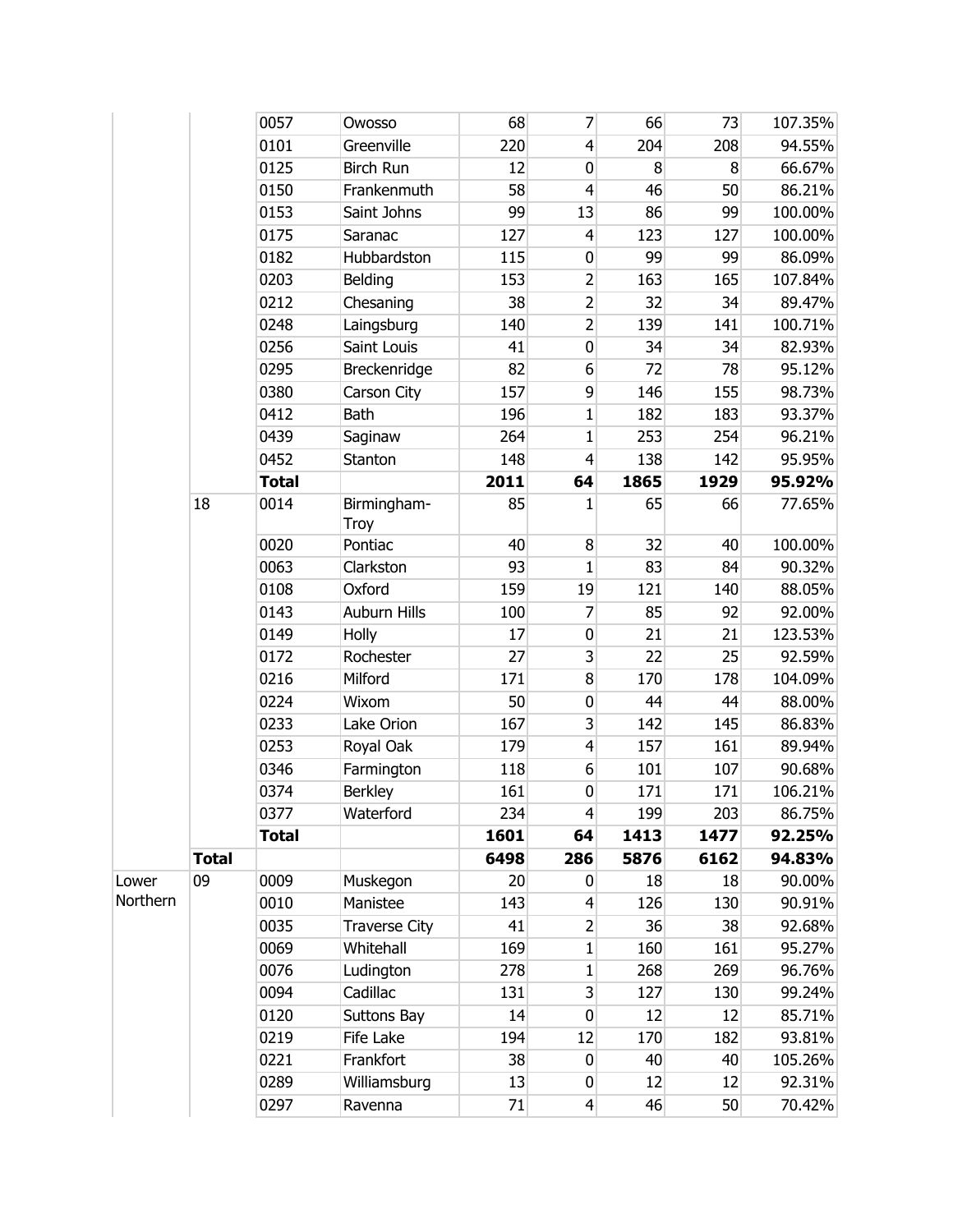| | | | | | | | | |
|---|---|---|---|---|---|---|---|---|
| | | 0057 | Owosso | 68 | 7 | 66 | 73 | 107.35% |
| | | 0101 | Greenville | 220 | 4 | 204 | 208 | 94.55% |
| | | 0125 | Birch Run | 12 | 0 | 8 | 8 | 66.67% |
| | | 0150 | Frankenmuth | 58 | 4 | 46 | 50 | 86.21% |
| | | 0153 | Saint Johns | 99 | 13 | 86 | 99 | 100.00% |
| | | 0175 | Saranac | 127 | 4 | 123 | 127 | 100.00% |
| | | 0182 | Hubbardston | 115 | 0 | 99 | 99 | 86.09% |
| | | 0203 | Belding | 153 | 2 | 163 | 165 | 107.84% |
| | | 0212 | Chesaning | 38 | 2 | 32 | 34 | 89.47% |
| | | 0248 | Laingsburg | 140 | 2 | 139 | 141 | 100.71% |
| | | 0256 | Saint Louis | 41 | 0 | 34 | 34 | 82.93% |
| | | 0295 | Breckenridge | 82 | 6 | 72 | 78 | 95.12% |
| | | 0380 | Carson City | 157 | 9 | 146 | 155 | 98.73% |
| | | 0412 | Bath | 196 | 1 | 182 | 183 | 93.37% |
| | | 0439 | Saginaw | 264 | 1 | 253 | 254 | 96.21% |
| | | 0452 | Stanton | 148 | 4 | 138 | 142 | 95.95% |
| | | **Total** | | **2011** | **64** | **1865** | **1929** | **95.92%** |
| | 18 | 0014 | Birmingham-Troy | 85 | 1 | 65 | 66 | 77.65% |
| | | 0020 | Pontiac | 40 | 8 | 32 | 40 | 100.00% |
| | | 0063 | Clarkston | 93 | 1 | 83 | 84 | 90.32% |
| | | 0108 | Oxford | 159 | 19 | 121 | 140 | 88.05% |
| | | 0143 | Auburn Hills | 100 | 7 | 85 | 92 | 92.00% |
| | | 0149 | Holly | 17 | 0 | 21 | 21 | 123.53% |
| | | 0172 | Rochester | 27 | 3 | 22 | 25 | 92.59% |
| | | 0216 | Milford | 171 | 8 | 170 | 178 | 104.09% |
| | | 0224 | Wixom | 50 | 0 | 44 | 44 | 88.00% |
| | | 0233 | Lake Orion | 167 | 3 | 142 | 145 | 86.83% |
| | | 0253 | Royal Oak | 179 | 4 | 157 | 161 | 89.94% |
| | | 0346 | Farmington | 118 | 6 | 101 | 107 | 90.68% |
| | | 0374 | Berkley | 161 | 0 | 171 | 171 | 106.21% |
| | | 0377 | Waterford | 234 | 4 | 199 | 203 | 86.75% |
| | | **Total** | | **1601** | **64** | **1413** | **1477** | **92.25%** |
| | **Total** | | | **6498** | **286** | **5876** | **6162** | **94.83%** |
| Lower Northern | 09 | 0009 | Muskegon | 20 | 0 | 18 | 18 | 90.00% |
| | | 0010 | Manistee | 143 | 4 | 126 | 130 | 90.91% |
| | | 0035 | Traverse City | 41 | 2 | 36 | 38 | 92.68% |
| | | 0069 | Whitehall | 169 | 1 | 160 | 161 | 95.27% |
| | | 0076 | Ludington | 278 | 1 | 268 | 269 | 96.76% |
| | | 0094 | Cadillac | 131 | 3 | 127 | 130 | 99.24% |
| | | 0120 | Suttons Bay | 14 | 0 | 12 | 12 | 85.71% |
| | | 0219 | Fife Lake | 194 | 12 | 170 | 182 | 93.81% |
| | | 0221 | Frankfort | 38 | 0 | 40 | 40 | 105.26% |
| | | 0289 | Williamsburg | 13 | 0 | 12 | 12 | 92.31% |
| | | 0297 | Ravenna | 71 | 4 | 46 | 50 | 70.42% |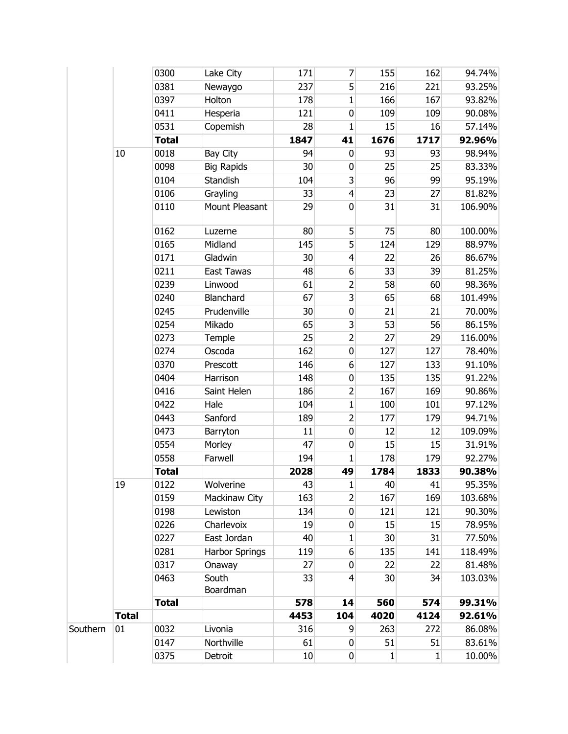| | | | | | | | | |
|---|---|---|---|---|---|---|---|---|
| | | 0300 | Lake City | 171 | 7 | 155 | 162 | 94.74% |
| | | 0381 | Newaygo | 237 | 5 | 216 | 221 | 93.25% |
| | | 0397 | Holton | 178 | 1 | 166 | 167 | 93.82% |
| | | 0411 | Hesperia | 121 | 0 | 109 | 109 | 90.08% |
| | | 0531 | Copemish | 28 | 1 | 15 | 16 | 57.14% |
| | | **Total** | | **1847** | **41** | **1676** | **1717** | **92.96%** |
| | 10 | 0018 | Bay City | 94 | 0 | 93 | 93 | 98.94% |
| | | 0098 | Big Rapids | 30 | 0 | 25 | 25 | 83.33% |
| | | 0104 | Standish | 104 | 3 | 96 | 99 | 95.19% |
| | | 0106 | Grayling | 33 | 4 | 23 | 27 | 81.82% |
| | | 0110 | Mount Pleasant | 29 | 0 | 31 | 31 | 106.90% |
| | | 0162 | Luzerne | 80 | 5 | 75 | 80 | 100.00% |
| | | 0165 | Midland | 145 | 5 | 124 | 129 | 88.97% |
| | | 0171 | Gladwin | 30 | 4 | 22 | 26 | 86.67% |
| | | 0211 | East Tawas | 48 | 6 | 33 | 39 | 81.25% |
| | | 0239 | Linwood | 61 | 2 | 58 | 60 | 98.36% |
| | | 0240 | Blanchard | 67 | 3 | 65 | 68 | 101.49% |
| | | 0245 | Prudenville | 30 | 0 | 21 | 21 | 70.00% |
| | | 0254 | Mikado | 65 | 3 | 53 | 56 | 86.15% |
| | | 0273 | Temple | 25 | 2 | 27 | 29 | 116.00% |
| | | 0274 | Oscoda | 162 | 0 | 127 | 127 | 78.40% |
| | | 0370 | Prescott | 146 | 6 | 127 | 133 | 91.10% |
| | | 0404 | Harrison | 148 | 0 | 135 | 135 | 91.22% |
| | | 0416 | Saint Helen | 186 | 2 | 167 | 169 | 90.86% |
| | | 0422 | Hale | 104 | 1 | 100 | 101 | 97.12% |
| | | 0443 | Sanford | 189 | 2 | 177 | 179 | 94.71% |
| | | 0473 | Barryton | 11 | 0 | 12 | 12 | 109.09% |
| | | 0554 | Morley | 47 | 0 | 15 | 15 | 31.91% |
| | | 0558 | Farwell | 194 | 1 | 178 | 179 | 92.27% |
| | | **Total** | | **2028** | **49** | **1784** | **1833** | **90.38%** |
| | 19 | 0122 | Wolverine | 43 | 1 | 40 | 41 | 95.35% |
| | | 0159 | Mackinaw City | 163 | 2 | 167 | 169 | 103.68% |
| | | 0198 | Lewiston | 134 | 0 | 121 | 121 | 90.30% |
| | | 0226 | Charlevoix | 19 | 0 | 15 | 15 | 78.95% |
| | | 0227 | East Jordan | 40 | 1 | 30 | 31 | 77.50% |
| | | 0281 | Harbor Springs | 119 | 6 | 135 | 141 | 118.49% |
| | | 0317 | Onaway | 27 | 0 | 22 | 22 | 81.48% |
| | | 0463 | South Boardman | 33 | 4 | 30 | 34 | 103.03% |
| | | **Total** | | **578** | **14** | **560** | **574** | **99.31%** |
| | **Total** | | | **4453** | **104** | **4020** | **4124** | **92.61%** |
| Southern | 01 | 0032 | Livonia | 316 | 9 | 263 | 272 | 86.08% |
| | | 0147 | Northville | 61 | 0 | 51 | 51 | 83.61% |
| | | 0375 | Detroit | 10 | 0 | 1 | 1 | 10.00% |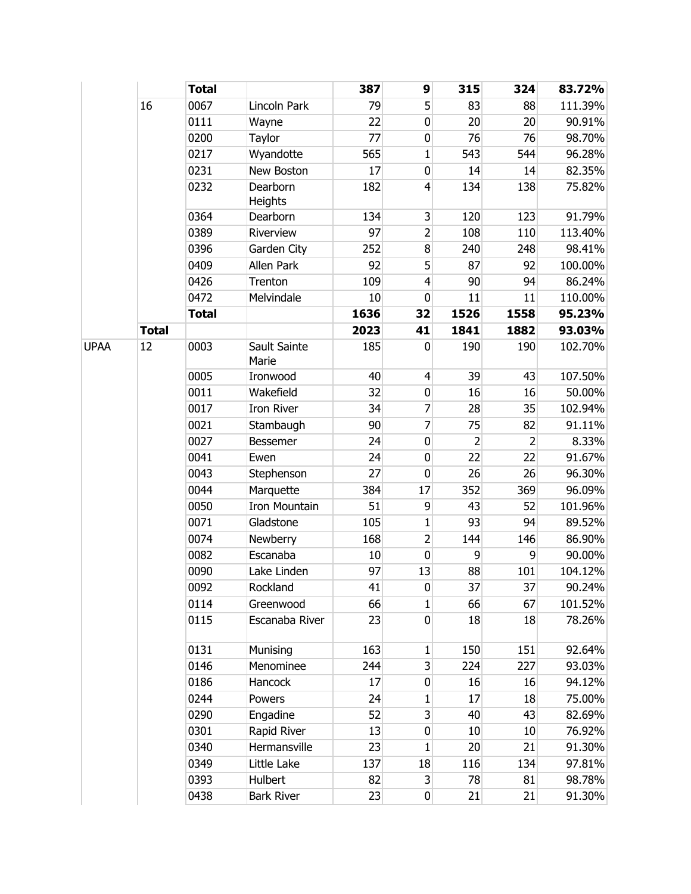| | | | | | | | | |
|---|---|---|---|---|---|---|---|---|
| | | **Total** | | **387** | **9** | **315** | **324** | **83.72%** |
| | 16 | 0067 | Lincoln Park | 79 | 5 | 83 | 88 | 111.39% |
| | | 0111 | Wayne | 22 | 0 | 20 | 20 | 90.91% |
| | | 0200 | Taylor | 77 | 0 | 76 | 76 | 98.70% |
| | | 0217 | Wyandotte | 565 | 1 | 543 | 544 | 96.28% |
| | | 0231 | New Boston | 17 | 0 | 14 | 14 | 82.35% |
| | | 0232 | Dearborn Heights | 182 | 4 | 134 | 138 | 75.82% |
| | | 0364 | Dearborn | 134 | 3 | 120 | 123 | 91.79% |
| | | 0389 | Riverview | 97 | 2 | 108 | 110 | 113.40% |
| | | 0396 | Garden City | 252 | 8 | 240 | 248 | 98.41% |
| | | 0409 | Allen Park | 92 | 5 | 87 | 92 | 100.00% |
| | | 0426 | Trenton | 109 | 4 | 90 | 94 | 86.24% |
| | | 0472 | Melvindale | 10 | 0 | 11 | 11 | 110.00% |
| | | **Total** | | **1636** | **32** | **1526** | **1558** | **95.23%** |
| | **Total** | | | **2023** | **41** | **1841** | **1882** | **93.03%** |
| UPAA | 12 | 0003 | Sault Sainte Marie | 185 | 0 | 190 | 190 | 102.70% |
| | | 0005 | Ironwood | 40 | 4 | 39 | 43 | 107.50% |
| | | 0011 | Wakefield | 32 | 0 | 16 | 16 | 50.00% |
| | | 0017 | Iron River | 34 | 7 | 28 | 35 | 102.94% |
| | | 0021 | Stambaugh | 90 | 7 | 75 | 82 | 91.11% |
| | | 0027 | Bessemer | 24 | 0 | 2 | 2 | 8.33% |
| | | 0041 | Ewen | 24 | 0 | 22 | 22 | 91.67% |
| | | 0043 | Stephenson | 27 | 0 | 26 | 26 | 96.30% |
| | | 0044 | Marquette | 384 | 17 | 352 | 369 | 96.09% |
| | | 0050 | Iron Mountain | 51 | 9 | 43 | 52 | 101.96% |
| | | 0071 | Gladstone | 105 | 1 | 93 | 94 | 89.52% |
| | | 0074 | Newberry | 168 | 2 | 144 | 146 | 86.90% |
| | | 0082 | Escanaba | 10 | 0 | 9 | 9 | 90.00% |
| | | 0090 | Lake Linden | 97 | 13 | 88 | 101 | 104.12% |
| | | 0092 | Rockland | 41 | 0 | 37 | 37 | 90.24% |
| | | 0114 | Greenwood | 66 | 1 | 66 | 67 | 101.52% |
| | | 0115 | Escanaba River | 23 | 0 | 18 | 18 | 78.26% |
| | | 0131 | Munising | 163 | 1 | 150 | 151 | 92.64% |
| | | 0146 | Menominee | 244 | 3 | 224 | 227 | 93.03% |
| | | 0186 | Hancock | 17 | 0 | 16 | 16 | 94.12% |
| | | 0244 | Powers | 24 | 1 | 17 | 18 | 75.00% |
| | | 0290 | Engadine | 52 | 3 | 40 | 43 | 82.69% |
| | | 0301 | Rapid River | 13 | 0 | 10 | 10 | 76.92% |
| | | 0340 | Hermansville | 23 | 1 | 20 | 21 | 91.30% |
| | | 0349 | Little Lake | 137 | 18 | 116 | 134 | 97.81% |
| | | 0393 | Hulbert | 82 | 3 | 78 | 81 | 98.78% |
| | | 0438 | Bark River | 23 | 0 | 21 | 21 | 91.30% |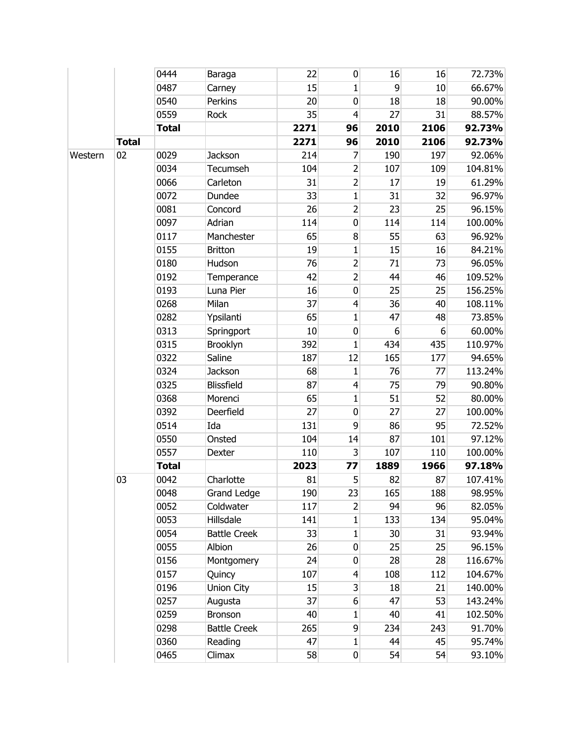| | | | | | | | | |
|---|---|---|---|---|---|---|---|---|
| | | 0444 | Baraga | 22 | 0 | 16 | 16 | 72.73% |
| | | 0487 | Carney | 15 | 1 | 9 | 10 | 66.67% |
| | | 0540 | Perkins | 20 | 0 | 18 | 18 | 90.00% |
| | | 0559 | Rock | 35 | 4 | 27 | 31 | 88.57% |
| | | **Total** | | **2271** | **96** | **2010** | **2106** | **92.73%** |
| | **Total** | | | **2271** | **96** | **2010** | **2106** | **92.73%** |
| Western | 02 | 0029 | Jackson | 214 | 7 | 190 | 197 | 92.06% |
| | | 0034 | Tecumseh | 104 | 2 | 107 | 109 | 104.81% |
| | | 0066 | Carleton | 31 | 2 | 17 | 19 | 61.29% |
| | | 0072 | Dundee | 33 | 1 | 31 | 32 | 96.97% |
| | | 0081 | Concord | 26 | 2 | 23 | 25 | 96.15% |
| | | 0097 | Adrian | 114 | 0 | 114 | 114 | 100.00% |
| | | 0117 | Manchester | 65 | 8 | 55 | 63 | 96.92% |
| | | 0155 | Britton | 19 | 1 | 15 | 16 | 84.21% |
| | | 0180 | Hudson | 76 | 2 | 71 | 73 | 96.05% |
| | | 0192 | Temperance | 42 | 2 | 44 | 46 | 109.52% |
| | | 0193 | Luna Pier | 16 | 0 | 25 | 25 | 156.25% |
| | | 0268 | Milan | 37 | 4 | 36 | 40 | 108.11% |
| | | 0282 | Ypsilanti | 65 | 1 | 47 | 48 | 73.85% |
| | | 0313 | Springport | 10 | 0 | 6 | 6 | 60.00% |
| | | 0315 | Brooklyn | 392 | 1 | 434 | 435 | 110.97% |
| | | 0322 | Saline | 187 | 12 | 165 | 177 | 94.65% |
| | | 0324 | Jackson | 68 | 1 | 76 | 77 | 113.24% |
| | | 0325 | Blissfield | 87 | 4 | 75 | 79 | 90.80% |
| | | 0368 | Morenci | 65 | 1 | 51 | 52 | 80.00% |
| | | 0392 | Deerfield | 27 | 0 | 27 | 27 | 100.00% |
| | | 0514 | Ida | 131 | 9 | 86 | 95 | 72.52% |
| | | 0550 | Onsted | 104 | 14 | 87 | 101 | 97.12% |
| | | 0557 | Dexter | 110 | 3 | 107 | 110 | 100.00% |
| | | **Total** | | **2023** | **77** | **1889** | **1966** | **97.18%** |
| | 03 | 0042 | Charlotte | 81 | 5 | 82 | 87 | 107.41% |
| | | 0048 | Grand Ledge | 190 | 23 | 165 | 188 | 98.95% |
| | | 0052 | Coldwater | 117 | 2 | 94 | 96 | 82.05% |
| | | 0053 | Hillsdale | 141 | 1 | 133 | 134 | 95.04% |
| | | 0054 | Battle Creek | 33 | 1 | 30 | 31 | 93.94% |
| | | 0055 | Albion | 26 | 0 | 25 | 25 | 96.15% |
| | | 0156 | Montgomery | 24 | 0 | 28 | 28 | 116.67% |
| | | 0157 | Quincy | 107 | 4 | 108 | 112 | 104.67% |
| | | 0196 | Union City | 15 | 3 | 18 | 21 | 140.00% |
| | | 0257 | Augusta | 37 | 6 | 47 | 53 | 143.24% |
| | | 0259 | Bronson | 40 | 1 | 40 | 41 | 102.50% |
| | | 0298 | Battle Creek | 265 | 9 | 234 | 243 | 91.70% |
| | | 0360 | Reading | 47 | 1 | 44 | 45 | 95.74% |
| | | 0465 | Climax | 58 | 0 | 54 | 54 | 93.10% |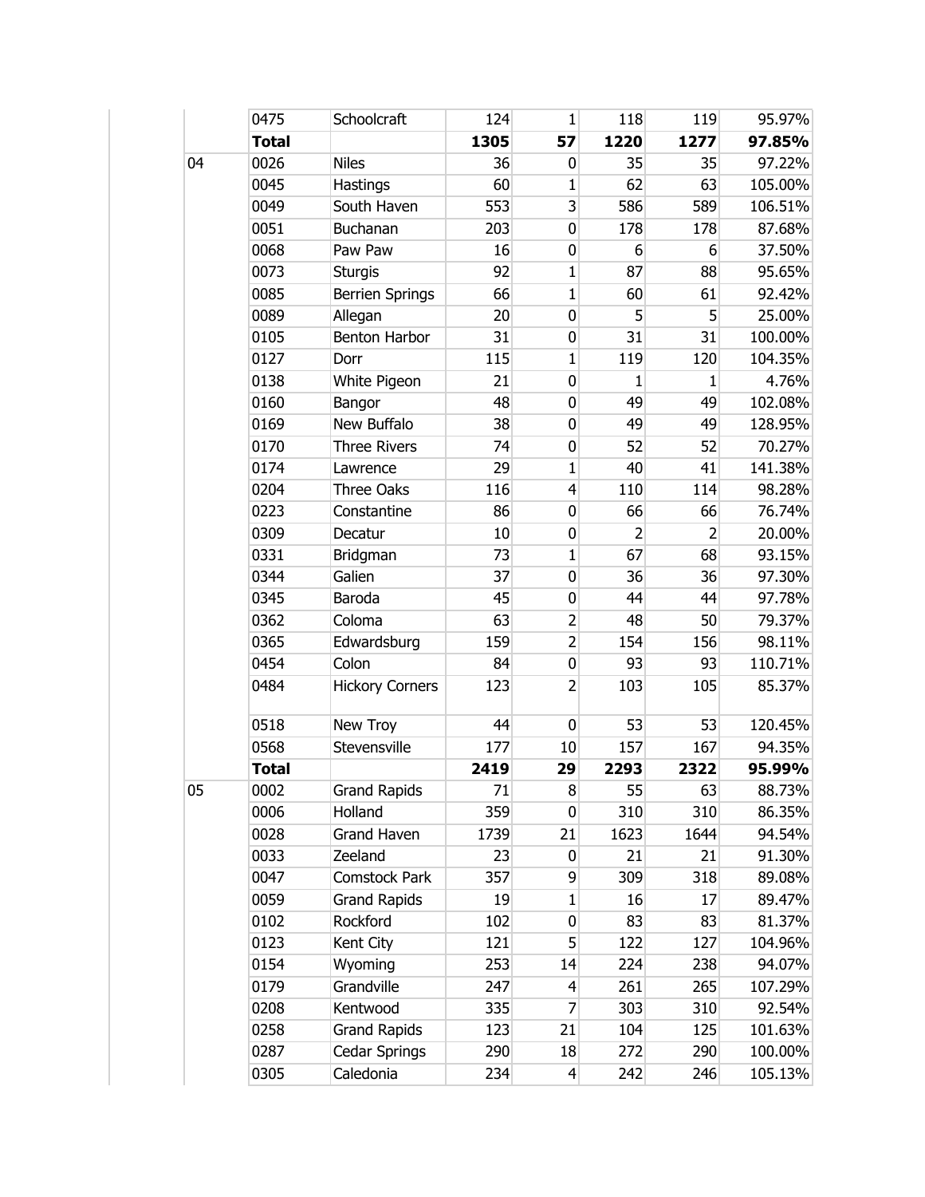| | | | | | | | |
|---|---|---|---|---|---|---|---|
| | 0475 | Schoolcraft | 124 | 1 | 118 | 119 | 95.97% |
| | **Total** | | **1305** | **57** | **1220** | **1277** | **97.85%** |
| 04 | 0026 | Niles | 36 | 0 | 35 | 35 | 97.22% |
| | 0045 | Hastings | 60 | 1 | 62 | 63 | 105.00% |
| | 0049 | South Haven | 553 | 3 | 586 | 589 | 106.51% |
| | 0051 | Buchanan | 203 | 0 | 178 | 178 | 87.68% |
| | 0068 | Paw Paw | 16 | 0 | 6 | 6 | 37.50% |
| | 0073 | Sturgis | 92 | 1 | 87 | 88 | 95.65% |
| | 0085 | Berrien Springs | 66 | 1 | 60 | 61 | 92.42% |
| | 0089 | Allegan | 20 | 0 | 5 | 5 | 25.00% |
| | 0105 | Benton Harbor | 31 | 0 | 31 | 31 | 100.00% |
| | 0127 | Dorr | 115 | 1 | 119 | 120 | 104.35% |
| | 0138 | White Pigeon | 21 | 0 | 1 | 1 | 4.76% |
| | 0160 | Bangor | 48 | 0 | 49 | 49 | 102.08% |
| | 0169 | New Buffalo | 38 | 0 | 49 | 49 | 128.95% |
| | 0170 | Three Rivers | 74 | 0 | 52 | 52 | 70.27% |
| | 0174 | Lawrence | 29 | 1 | 40 | 41 | 141.38% |
| | 0204 | Three Oaks | 116 | 4 | 110 | 114 | 98.28% |
| | 0223 | Constantine | 86 | 0 | 66 | 66 | 76.74% |
| | 0309 | Decatur | 10 | 0 | 2 | 2 | 20.00% |
| | 0331 | Bridgman | 73 | 1 | 67 | 68 | 93.15% |
| | 0344 | Galien | 37 | 0 | 36 | 36 | 97.30% |
| | 0345 | Baroda | 45 | 0 | 44 | 44 | 97.78% |
| | 0362 | Coloma | 63 | 2 | 48 | 50 | 79.37% |
| | 0365 | Edwardsburg | 159 | 2 | 154 | 156 | 98.11% |
| | 0454 | Colon | 84 | 0 | 93 | 93 | 110.71% |
| | 0484 | Hickory Corners | 123 | 2 | 103 | 105 | 85.37% |
| | 0518 | New Troy | 44 | 0 | 53 | 53 | 120.45% |
| | 0568 | Stevensville | 177 | 10 | 157 | 167 | 94.35% |
| | **Total** | | **2419** | **29** | **2293** | **2322** | **95.99%** |
| 05 | 0002 | Grand Rapids | 71 | 8 | 55 | 63 | 88.73% |
| | 0006 | Holland | 359 | 0 | 310 | 310 | 86.35% |
| | 0028 | Grand Haven | 1739 | 21 | 1623 | 1644 | 94.54% |
| | 0033 | Zeeland | 23 | 0 | 21 | 21 | 91.30% |
| | 0047 | Comstock Park | 357 | 9 | 309 | 318 | 89.08% |
| | 0059 | Grand Rapids | 19 | 1 | 16 | 17 | 89.47% |
| | 0102 | Rockford | 102 | 0 | 83 | 83 | 81.37% |
| | 0123 | Kent City | 121 | 5 | 122 | 127 | 104.96% |
| | 0154 | Wyoming | 253 | 14 | 224 | 238 | 94.07% |
| | 0179 | Grandville | 247 | 4 | 261 | 265 | 107.29% |
| | 0208 | Kentwood | 335 | 7 | 303 | 310 | 92.54% |
| | 0258 | Grand Rapids | 123 | 21 | 104 | 125 | 101.63% |
| | 0287 | Cedar Springs | 290 | 18 | 272 | 290 | 100.00% |
| | 0305 | Caledonia | 234 | 4 | 242 | 246 | 105.13% |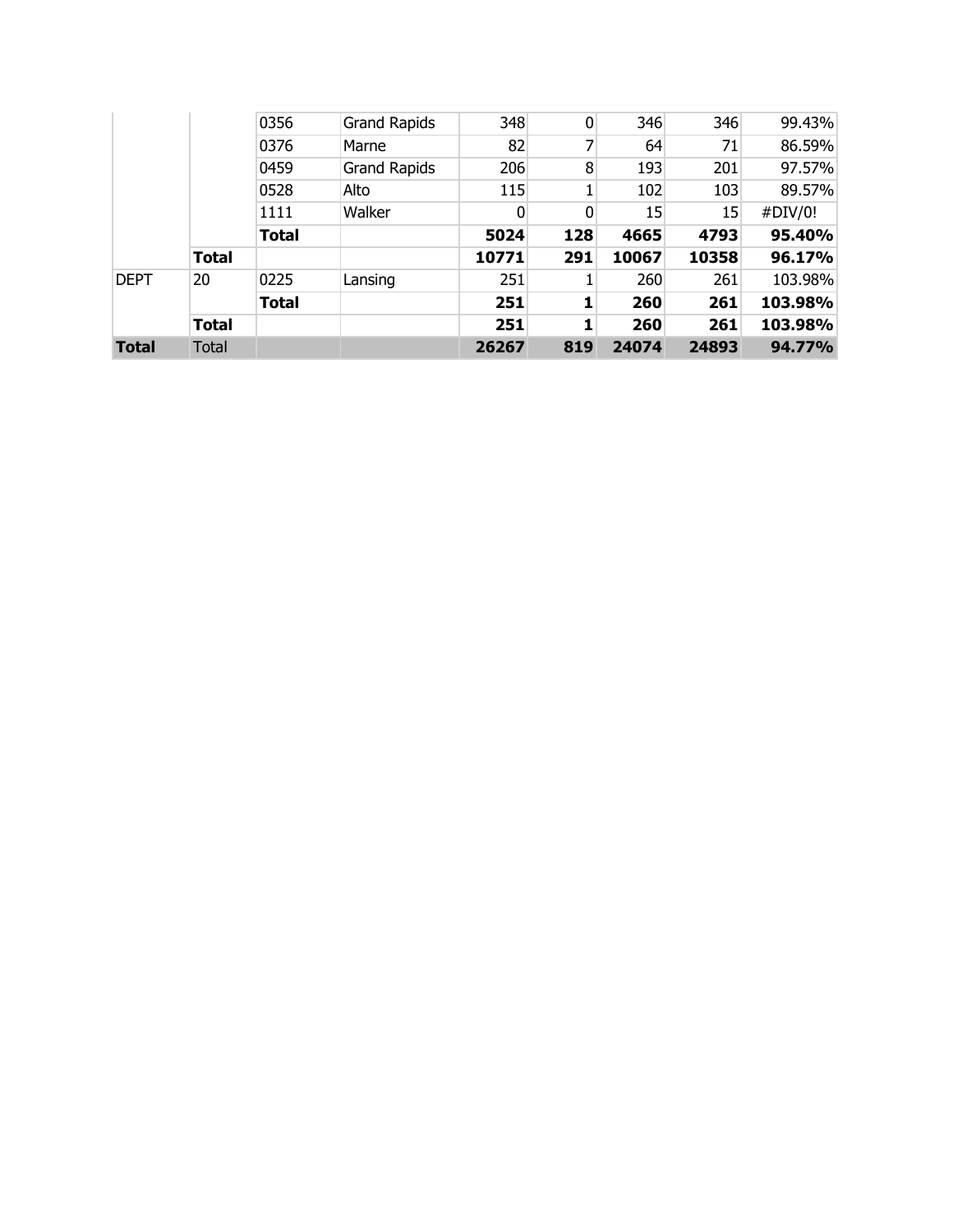| | | | | | | | | |
|---|---|---|---|---|---|---|---|---|
| | | 0356 | Grand Rapids | 348 | 0 | 346 | 346 | 99.43% |
| | | 0376 | Marne | 82 | 7 | 64 | 71 | 86.59% |
| | | 0459 | Grand Rapids | 206 | 8 | 193 | 201 | 97.57% |
| | | 0528 | Alto | 115 | 1 | 102 | 103 | 89.57% |
| | | 1111 | Walker | 0 | 0 | 15 | 15 | #DIV/0! |
| | | **Total** | | **5024** | **128** | **4665** | **4793** | **95.40%** |
| | **Total** | | | **10771** | **291** | **10067** | **10358** | **96.17%** |
| DEPT | 20 | 0225 | Lansing | 251 | 1 | 260 | 261 | 103.98% |
| | | **Total** | | **251** | **1** | **260** | **261** | **103.98%** |
| | **Total** | | | **251** | **1** | **260** | **261** | **103.98%** |
| **Total** | Total | | | **26267** | **819** | **24074** | **24893** | **94.77%** |